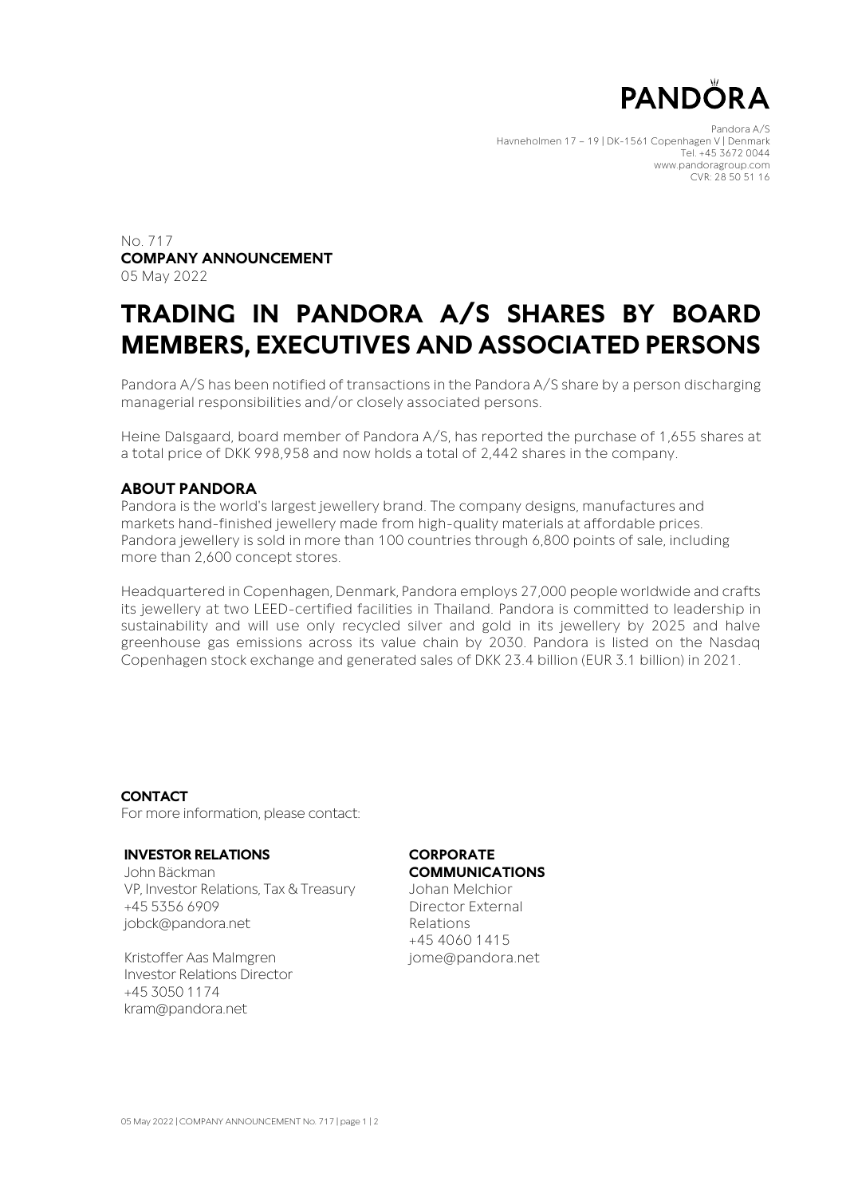PANDORA

Pandora A/S
Havneholmen 17 – 19 | DK-1561 Copenhagen V | Denmark
Tel. +45 3672 0044
www.pandoragroup.com
CVR: 28 50 51 16

No. 717
**COMPANY ANNOUNCEMENT**
05 May 2022

# TRADING IN PANDORA A/S SHARES BY BOARD MEMBERS, EXECUTIVES AND ASSOCIATED PERSONS

Pandora A/S has been notified of transactions in the Pandora A/S share by a person discharging managerial responsibilities and/or closely associated persons.

Heine Dalsgaard, board member of Pandora A/S, has reported the purchase of 1,655 shares at a total price of DKK 998,958 and now holds a total of 2,442 shares in the company.

## ABOUT PANDORA

Pandora is the world's largest jewellery brand. The company designs, manufactures and markets hand-finished jewellery made from high-quality materials at affordable prices. Pandora jewellery is sold in more than 100 countries through 6,800 points of sale, including more than 2,600 concept stores.

Headquartered in Copenhagen, Denmark, Pandora employs 27,000 people worldwide and crafts its jewellery at two LEED-certified facilities in Thailand. Pandora is committed to leadership in sustainability and will use only recycled silver and gold in its jewellery by 2025 and halve greenhouse gas emissions across its value chain by 2030. Pandora is listed on the Nasdaq Copenhagen stock exchange and generated sales of DKK 23.4 billion (EUR 3.1 billion) in 2021.

## CONTACT

For more information, please contact:

**INVESTOR RELATIONS**

John Bäckman
VP, Investor Relations, Tax & Treasury
+45 5356 6909
jobck@pandora.net

Kristoffer Aas Malmgren
Investor Relations Director
+45 3050 1174
kram@pandora.net

**CORPORATE COMMUNICATIONS**

Johan Melchior
Director External Relations
+45 4060 1415
jome@pandora.net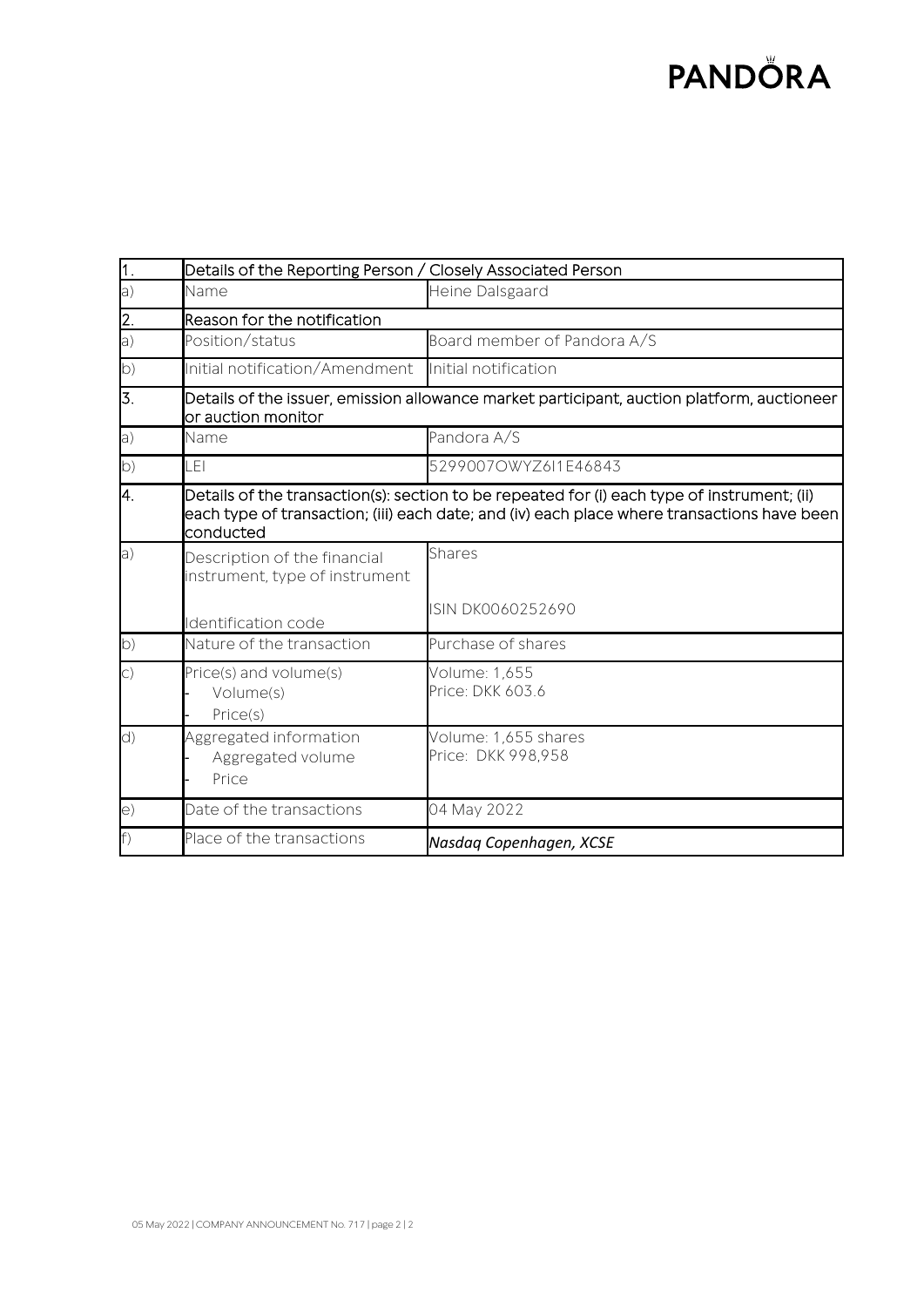| | | |
|---|---|---|
| 1. | Details of the Reporting Person / Closely Associated Person | |
| a) | Name | Heine Dalsgaard |
| 2. | Reason for the notification | |
| a) | Position/status | Board member of Pandora A/S |
| b) | Initial notification/Amendment | Initial notification |
| 3. | Details of the issuer, emission allowance market participant, auction platform, auctioneer or auction monitor | |
| a) | Name | Pandora A/S |
| b) | LEI | 529900 7OWYZ6I1E46843 |
| 4. | Details of the transaction(s): section to be repeated for (i) each type of instrument; (ii) each type of transaction; (iii) each date; and (iv) each place where transactions have been conducted | |
| a) | Description of the financial instrument, type of instrument<br><br>Identification code | Shares<br><br>ISIN DK0060252690 |
| b) | Nature of the transaction | Purchase of shares |
| c) | Price(s) and volume(s)<br>- Volume(s)<br>- Price(s) | Volume: 1,655<br>Price: DKK 603.6 |
| d) | Aggregated information<br>- Aggregated volume<br>- Price | Volume: 1,655 shares<br>Price: DKK 998,958 |
| e) | Date of the transactions | 04 May 2022 |
| f) | Place of the transactions | *Nasdaq Copenhagen, XCSE* |